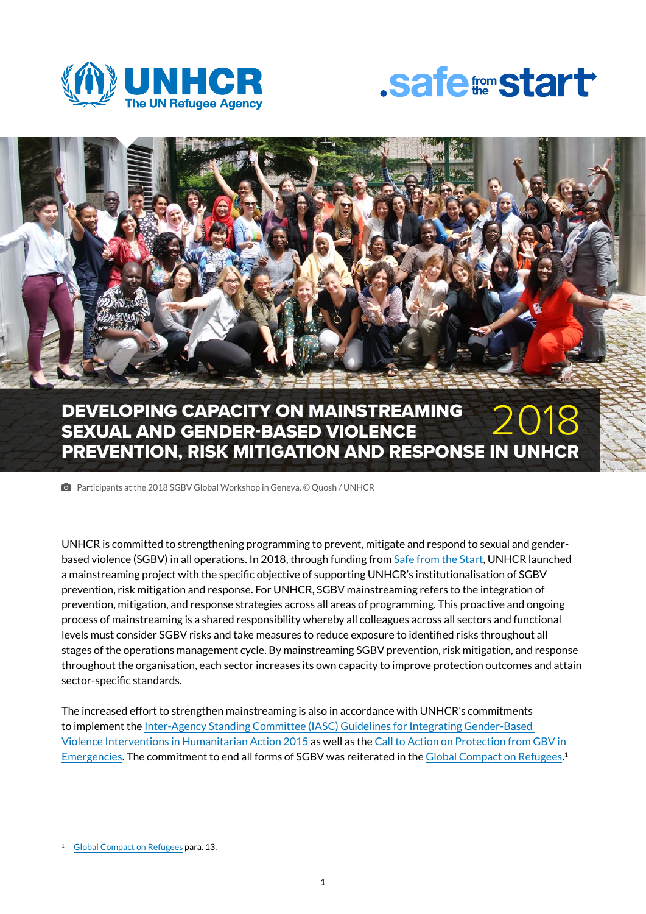# DEVELOPING CAPACITY ON MAINSTREAMING SEXUAL AND GENDER-BASED VIOLENCE PREVENTION, RISK MITIGATION AND RESPONSE IN UNHCR 2018

Participants at the 2018 SGBV Global Workshop in Geneva. © Quosh / UNHCR

UNHCR is committed to strengthening programming to prevent, mitigate and respond to sexual and gender-based violence (SGBV) in all operations. In 2018, through funding from Safe from the Start, UNHCR launched a mainstreaming project with the specific objective of supporting UNHCR's institutionalisation of SGBV prevention, risk mitigation and response. For UNHCR, SGBV mainstreaming refers to the integration of prevention, mitigation, and response strategies across all areas of programming. This proactive and ongoing process of mainstreaming is a shared responsibility whereby all colleagues across all sectors and functional levels must consider SGBV risks and take measures to reduce exposure to identified risks throughout all stages of the operations management cycle. By mainstreaming SGBV prevention, risk mitigation, and response throughout the organisation, each sector increases its own capacity to improve protection outcomes and attain sector-specific standards.

The increased effort to strengthen mainstreaming is also in accordance with UNHCR's commitments to implement the Inter-Agency Standing Committee (IASC) Guidelines for Integrating Gender-Based Violence Interventions in Humanitarian Action 2015 as well as the Call to Action on Protection from GBV in Emergencies. The commitment to end all forms of SGBV was reiterated in the Global Compact on Refugees.[1]

[1] Global Compact on Refugees para. 13.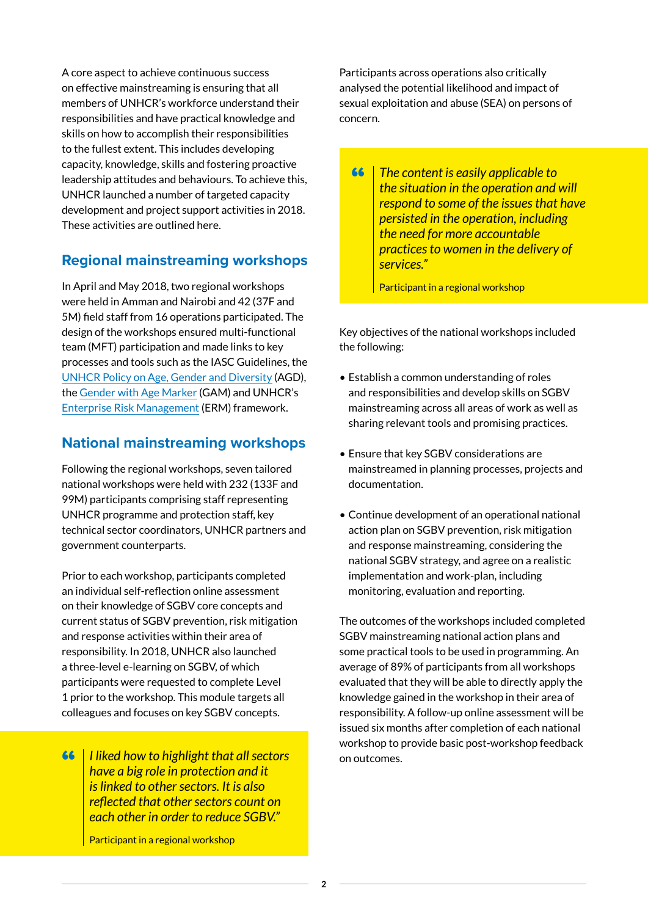A core aspect to achieve continuous success on effective mainstreaming is ensuring that all members of UNHCR's workforce understand their responsibilities and have practical knowledge and skills on how to accomplish their responsibilities to the fullest extent. This includes developing capacity, knowledge, skills and fostering proactive leadership attitudes and behaviours. To achieve this, UNHCR launched a number of targeted capacity development and project support activities in 2018. These activities are outlined here.

## Regional mainstreaming workshops

In April and May 2018, two regional workshops were held in Amman and Nairobi and 42 (37F and 5M) field staff from 16 operations participated. The design of the workshops ensured multi-functional team (MFT) participation and made links to key processes and tools such as the IASC Guidelines, the UNHCR Policy on Age, Gender and Diversity (AGD), the Gender with Age Marker (GAM) and UNHCR's Enterprise Risk Management (ERM) framework.

## National mainstreaming workshops

Following the regional workshops, seven tailored national workshops were held with 232 (133F and 99M) participants comprising staff representing UNHCR programme and protection staff, key technical sector coordinators, UNHCR partners and government counterparts.

Prior to each workshop, participants completed an individual self-reflection online assessment on their knowledge of SGBV core concepts and current status of SGBV prevention, risk mitigation and response activities within their area of responsibility. In 2018, UNHCR also launched a three-level e-learning on SGBV, of which participants were requested to complete Level 1 prior to the workshop. This module targets all colleagues and focuses on key SGBV concepts.

> *"I liked how to highlight that all sectors have a big role in protection and it is linked to other sectors. It is also reflected that other sectors count on each other in order to reduce SGBV."*
>
> Participant in a regional workshop

Participants across operations also critically analysed the potential likelihood and impact of sexual exploitation and abuse (SEA) on persons of concern.

> *"The content is easily applicable to the situation in the operation and will respond to some of the issues that have persisted in the operation, including the need for more accountable practices to women in the delivery of services."*
>
> Participant in a regional workshop

Key objectives of the national workshops included the following:

- Establish a common understanding of roles and responsibilities and develop skills on SGBV mainstreaming across all areas of work as well as sharing relevant tools and promising practices.
- Ensure that key SGBV considerations are mainstreamed in planning processes, projects and documentation.
- Continue development of an operational national action plan on SGBV prevention, risk mitigation and response mainstreaming, considering the national SGBV strategy, and agree on a realistic implementation and work-plan, including monitoring, evaluation and reporting.

The outcomes of the workshops included completed SGBV mainstreaming national action plans and some practical tools to be used in programming. An average of 89% of participants from all workshops evaluated that they will be able to directly apply the knowledge gained in the workshop in their area of responsibility. A follow-up online assessment will be issued six months after completion of each national workshop to provide basic post-workshop feedback on outcomes.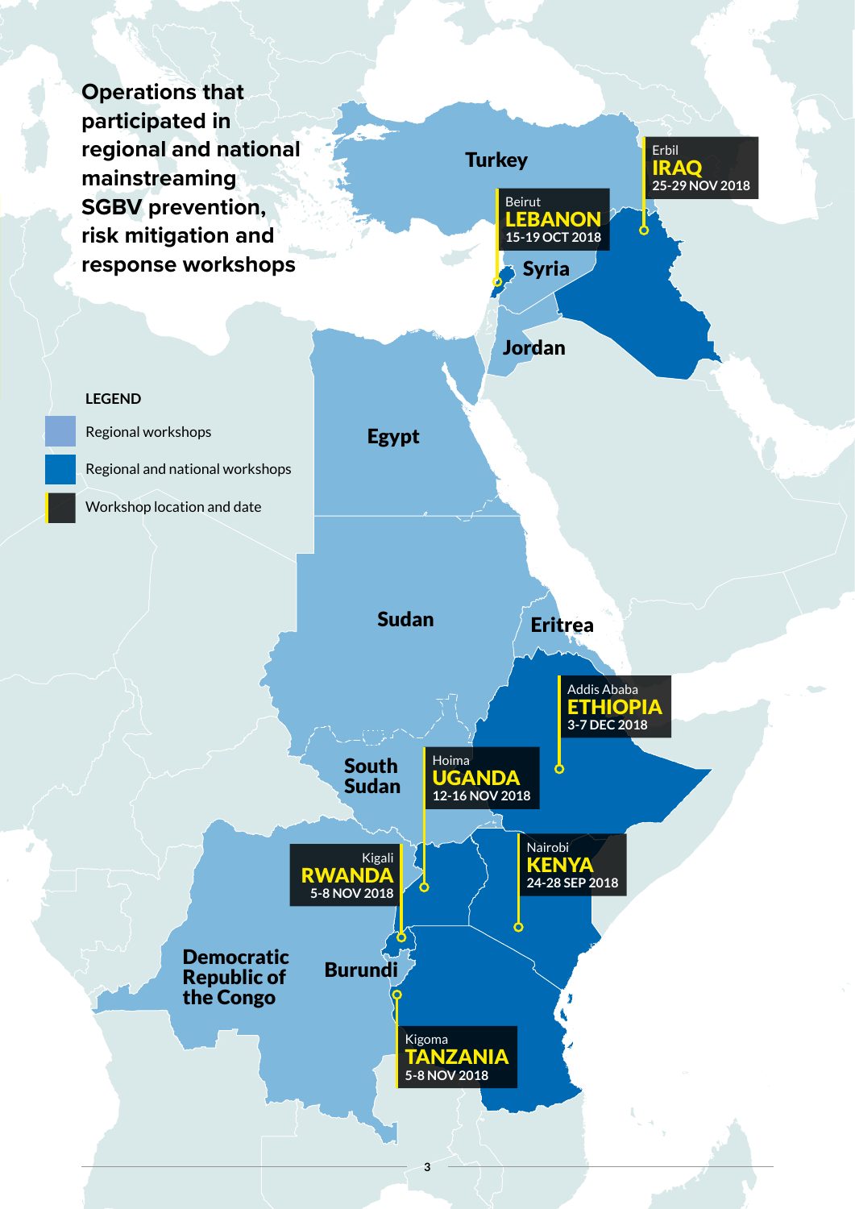# Operations that participated in regional and national mainstreaming SGBV prevention, risk mitigation and response workshops

**LEGEND**

- Regional workshops
- Regional and national workshops
- Workshop location and date

Turkey

Erbil
**IRAQ**
25-29 NOV 2018

Beirut
**LEBANON**
15-19 OCT 2018

Syria

Jordan

Egypt

Sudan

Eritrea

Addis Ababa
**ETHIOPIA**
3-7 DEC 2018

South Sudan

Hoima
**UGANDA**
12-16 NOV 2018

Nairobi
**KENYA**
24-28 SEP 2018

Kigali
**RWANDA**
5-8 NOV 2018

Democratic Republic of the Congo

Burundi

Kigoma
**TANZANIA**
5-8 NOV 2018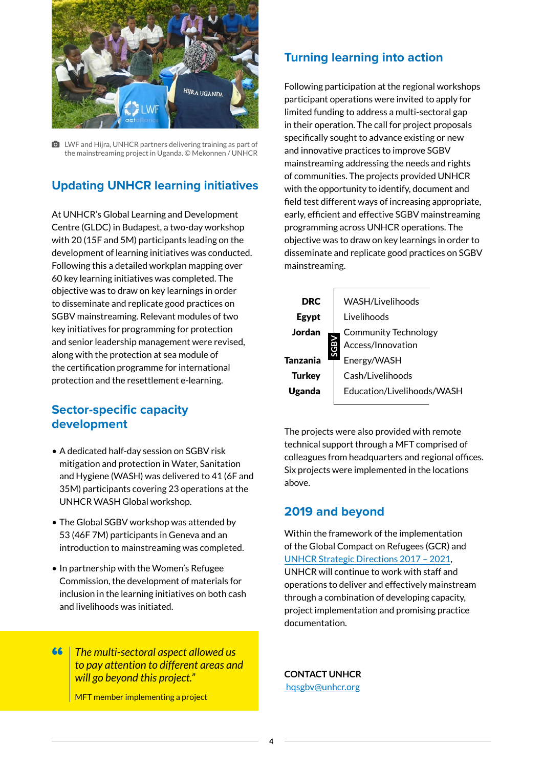LWF and Hijra, UNHCR partners delivering training as part of the mainstreaming project in Uganda. © Mekonnen / UNHCR

## Updating UNHCR learning initiatives

At UNHCR's Global Learning and Development Centre (GLDC) in Budapest, a two-day workshop with 20 (15F and 5M) participants leading on the development of learning initiatives was conducted. Following this a detailed workplan mapping over 60 key learning initiatives was completed. The objective was to draw on key learnings in order to disseminate and replicate good practices on SGBV mainstreaming. Relevant modules of two key initiatives for programming for protection and senior leadership management were revised, along with the protection at sea module of the certification programme for international protection and the resettlement e-learning.

## Sector-specific capacity development

- A dedicated half-day session on SGBV risk mitigation and protection in Water, Sanitation and Hygiene (WASH) was delivered to 41 (6F and 35M) participants covering 23 operations at the UNHCR WASH Global workshop.
- The Global SGBV workshop was attended by 53 (46F 7M) participants in Geneva and an introduction to mainstreaming was completed.
- In partnership with the Women's Refugee Commission, the development of materials for inclusion in the learning initiatives on both cash and livelihoods was initiated.

> *The multi-sectoral aspect allowed us to pay attention to different areas and will go beyond this project."*
>
> MFT member implementing a project

## Turning learning into action

Following participation at the regional workshops participant operations were invited to apply for limited funding to address a multi-sectoral gap in their operation. The call for project proposals specifically sought to advance existing or new and innovative practices to improve SGBV mainstreaming addressing the needs and rights of communities. The projects provided UNHCR with the opportunity to identify, document and field test different ways of increasing appropriate, early, efficient and effective SGBV mainstreaming programming across UNHCR operations. The objective was to draw on key learnings in order to disseminate and replicate good practices on SGBV mainstreaming.

| | SGBV |
|---|---|
| **DRC** | WASH/Livelihoods |
| **Egypt** | Livelihoods |
| **Jordan** | Community Technology Access/Innovation |
| **Tanzania** | Energy/WASH |
| **Turkey** | Cash/Livelihoods |
| **Uganda** | Education/Livelihoods/WASH |

The projects were also provided with remote technical support through a MFT comprised of colleagues from headquarters and regional offices. Six projects were implemented in the locations above.

## 2019 and beyond

Within the framework of the implementation of the Global Compact on Refugees (GCR) and UNHCR Strategic Directions 2017 – 2021, UNHCR will continue to work with staff and operations to deliver and effectively mainstream through a combination of developing capacity, project implementation and promising practice documentation.

**CONTACT UNHCR**
hqsgbv@unhcr.org